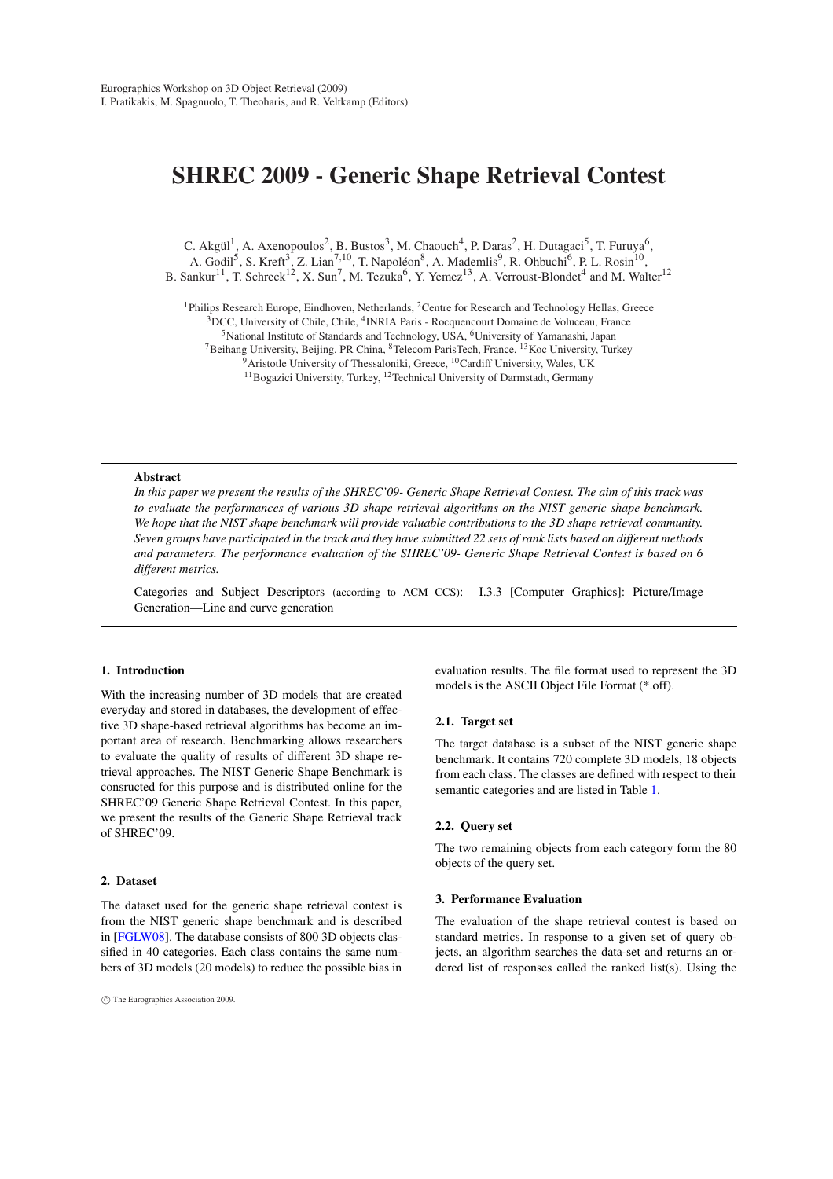Eurographics Workshop on 3D Object Retrieval (2009)
I. Pratikakis, M. Spagnuolo, T. Theoharis, and R. Veltkamp (Editors)

# SHREC 2009 - Generic Shape Retrieval Contest

C. Akgül[1], A. Axenopoulos[2], B. Bustos[3], M. Chaouch[4], P. Daras[2], H. Dutagaci[5], T. Furuya[6], A. Godil[5], S. Kreft[3], Z. Lian[7,10], T. Napoléon[8], A. Mademlis[9], R. Ohbuchi[6], P. L. Rosin[10], B. Sankur[11], T. Schreck[12], X. Sun[7], M. Tezuka[6], Y. Yemez[13], A. Verroust-Blondet[4] and M. Walter[12]

[1]Philips Research Europe, Eindhoven, Netherlands, [2]Centre for Research and Technology Hellas, Greece
[3]DCC, University of Chile, Chile, [4]INRIA Paris - Rocquencourt Domaine de Voluceau, France
[5]National Institute of Standards and Technology, USA, [6]University of Yamanashi, Japan
[7]Beihang University, Beijing, PR China, [8]Telecom ParisTech, France, [13]Koc University, Turkey
[9]Aristotle University of Thessaloniki, Greece, [10]Cardiff University, Wales, UK
[11]Bogazici University, Turkey, [12]Technical University of Darmstadt, Germany

---

**Abstract**

*In this paper we present the results of the SHREC'09- Generic Shape Retrieval Contest. The aim of this track was to evaluate the performances of various 3D shape retrieval algorithms on the NIST generic shape benchmark. We hope that the NIST shape benchmark will provide valuable contributions to the 3D shape retrieval community. Seven groups have participated in the track and they have submitted 22 sets of rank lists based on different methods and parameters. The performance evaluation of the SHREC'09- Generic Shape Retrieval Contest is based on 6 different metrics.*

Categories and Subject Descriptors (according to ACM CCS): I.3.3 [Computer Graphics]: Picture/Image Generation—Line and curve generation

---

## 1. Introduction

With the increasing number of 3D models that are created everyday and stored in databases, the development of effective 3D shape-based retrieval algorithms has become an important area of research. Benchmarking allows researchers to evaluate the quality of results of different 3D shape retrieval approaches. The NIST Generic Shape Benchmark is consructed for this purpose and is distributed online for the SHREC'09 Generic Shape Retrieval Contest. In this paper, we present the results of the Generic Shape Retrieval track of SHREC'09.

## 2. Dataset

The dataset used for the generic shape retrieval contest is from the NIST generic shape benchmark and is described in [FGLW08]. The database consists of 800 3D objects classified in 40 categories. Each class contains the same numbers of 3D models (20 models) to reduce the possible bias in evaluation results. The file format used to represent the 3D models is the ASCII Object File Format (*.off).

### 2.1. Target set

The target database is a subset of the NIST generic shape benchmark. It contains 720 complete 3D models, 18 objects from each class. The classes are defined with respect to their semantic categories and are listed in Table 1.

### 2.2. Query set

The two remaining objects from each category form the 80 objects of the query set.

## 3. Performance Evaluation

The evaluation of the shape retrieval contest is based on standard metrics. In response to a given set of query objects, an algorithm searches the data-set and returns an ordered list of responses called the ranked list(s). Using the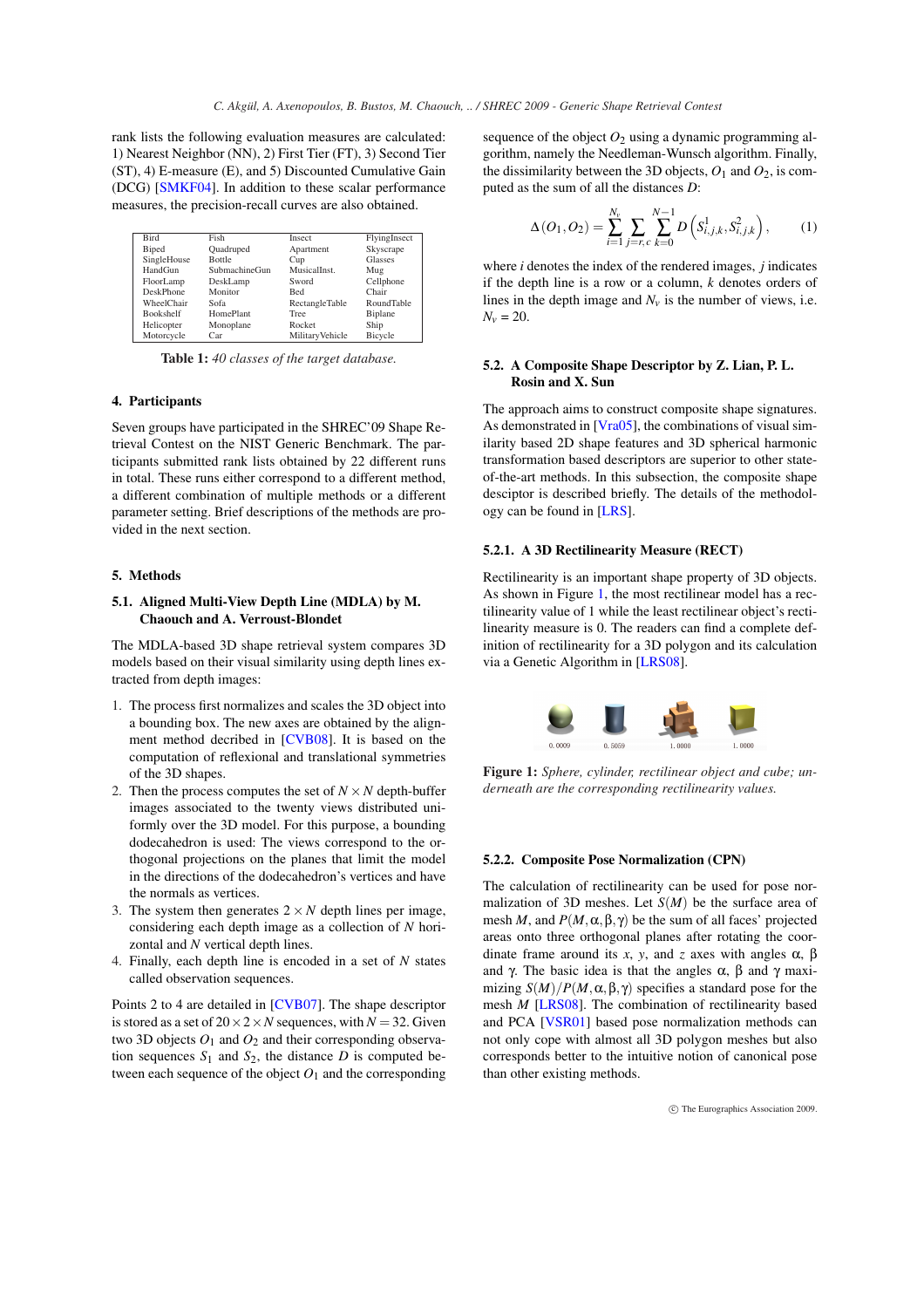rank lists the following evaluation measures are calculated: 1) Nearest Neighbor (NN), 2) First Tier (FT), 3) Second Tier (ST), 4) E-measure (E), and 5) Discounted Cumulative Gain (DCG) [SMKF04]. In addition to these scalar performance measures, the precision-recall curves are also obtained.

| | | | |
|---|---|---|---|
| Bird | Fish | Insect | FlyingInsect |
| Biped | Quadruped | Apartment | Skyscrape |
| SingleHouse | Bottle | Cup | Glasses |
| HandGun | SubmachineGun | MusicalInst. | Mug |
| FloorLamp | DeskLamp | Sword | Cellphone |
| DeskPhone | Monitor | Bed | Chair |
| WheelChair | Sofa | RectangleTable | RoundTable |
| Bookshelf | HomePlant | Tree | Biplane |
| Helicopter | Monoplane | Rocket | Ship |
| Motorcycle | Car | MilitaryVehicle | Bicycle |

**Table 1:** *40 classes of the target database.*

## 4. Participants

Seven groups have participated in the SHREC'09 Shape Retrieval Contest on the NIST Generic Benchmark. The participants submitted rank lists obtained by 22 different runs in total. These runs either correspond to a different method, a different combination of multiple methods or a different parameter setting. Brief descriptions of the methods are provided in the next section.

## 5. Methods

### 5.1. Aligned Multi-View Depth Line (MDLA) by M. Chaouch and A. Verroust-Blondet

The MDLA-based 3D shape retrieval system compares 3D models based on their visual similarity using depth lines extracted from depth images:

1. The process first normalizes and scales the 3D object into a bounding box. The new axes are obtained by the alignment method decribed in [CVB08]. It is based on the computation of reflexional and translational symmetries of the 3D shapes.
2. Then the process computes the set of $N \times N$ depth-buffer images associated to the twenty views distributed uniformly over the 3D model. For this purpose, a bounding dodecahedron is used: The views correspond to the orthogonal projections on the planes that limit the model in the directions of the dodecahedron's vertices and have the normals as vertices.
3. The system then generates $2 \times N$ depth lines per image, considering each depth image as a collection of $N$ horizontal and $N$ vertical depth lines.
4. Finally, each depth line is encoded in a set of $N$ states called observation sequences.

Points 2 to 4 are detailed in [CVB07]. The shape descriptor is stored as a set of $20 \times 2 \times N$ sequences, with $N = 32$. Given two 3D objects $O_1$ and $O_2$ and their corresponding observation sequences $S_1$ and $S_2$, the distance $D$ is computed between each sequence of the object $O_1$ and the corresponding sequence of the object $O_2$ using a dynamic programming algorithm, namely the Needleman-Wunsch algorithm. Finally, the dissimilarity between the 3D objects, $O_1$ and $O_2$, is computed as the sum of all the distances $D$:

$$\Delta(O_1, O_2) = \sum_{i=1}^{N_v} \sum_{j=r,c} \sum_{k=0}^{N-1} D\left(S^1_{i,j,k}, S^2_{i,j,k}\right), \qquad (1)$$

where $i$ denotes the index of the rendered images, $j$ indicates if the depth line is a row or a column, $k$ denotes orders of lines in the depth image and $N_v$ is the number of views, i.e. $N_v = 20$.

### 5.2. A Composite Shape Descriptor by Z. Lian, P. L. Rosin and X. Sun

The approach aims to construct composite shape signatures. As demonstrated in [Vra05], the combinations of visual similarity based 2D shape features and 3D spherical harmonic transformation based descriptors are superior to other state-of-the-art methods. In this subsection, the composite shape desciptor is described briefly. The details of the methodology can be found in [LRS].

#### 5.2.1. A 3D Rectilinearity Measure (RECT)

Rectilinearity is an important shape property of 3D objects. As shown in Figure 1, the most rectilinear model has a rectilinear value of 1 while the least rectilinear object's rectilinearity measure is 0. The readers can find a complete definition of rectilinearity for a 3D polygon and its calculation via a Genetic Algorithm in [LRS08].

**Figure 1:** *Sphere, cylinder, rectilinear object and cube; underneath are the corresponding rectilinearity values.*

#### 5.2.2. Composite Pose Normalization (CPN)

The calculation of rectilinearity can be used for pose normalization of 3D meshes. Let $S(M)$ be the surface area of mesh $M$, and $P(M, \alpha, \beta, \gamma)$ be the sum of all faces' projected areas onto three orthogonal planes after rotating the coordinate frame around its $x$, $y$, and $z$ axes with angles $\alpha$, $\beta$ and $\gamma$. The basic idea is that the angles $\alpha$, $\beta$ and $\gamma$ maximizing $S(M)/P(M, \alpha, \beta, \gamma)$ specifies a standard pose for the mesh $M$ [LRS08]. The combination of rectilinearity based and PCA [VSR01] based pose normalization methods can not only cope with almost all 3D polygon meshes but also corresponds better to the intuitive notion of canonical pose than other existing methods.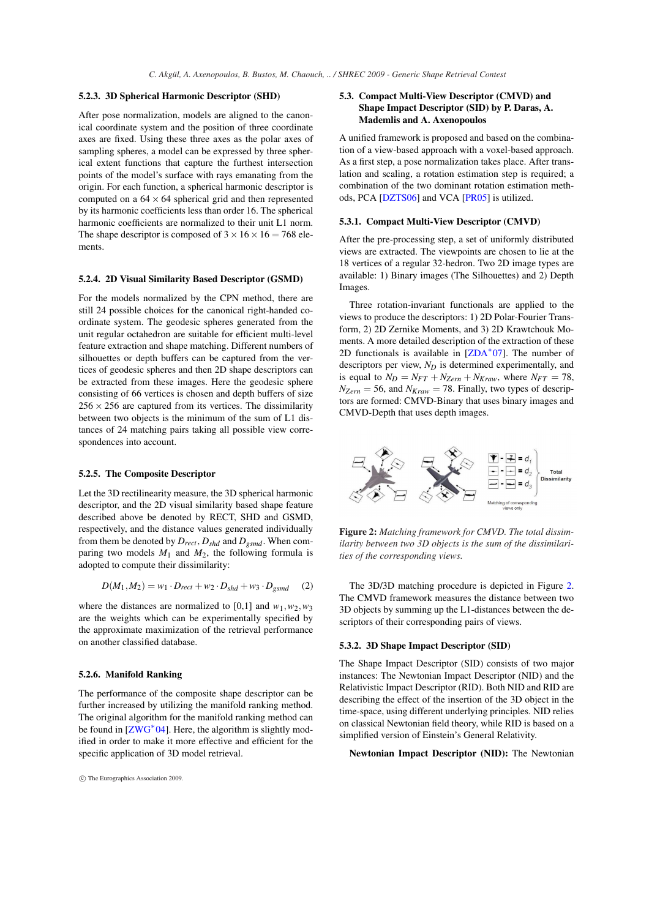#### 5.2.3. 3D Spherical Harmonic Descriptor (SHD)

After pose normalization, models are aligned to the canonical coordinate system and the position of three coordinate axes are fixed. Using these three axes as the polar axes of sampling spheres, a model can be expressed by three spherical extent functions that capture the furthest intersection points of the model's surface with rays emanating from the origin. For each function, a spherical harmonic descriptor is computed on a $64 \times 64$ spherical grid and then represented by its harmonic coefficients less than order 16. The spherical harmonic coefficients are normalized to their unit L1 norm. The shape descriptor is composed of $3 \times 16 \times 16 = 768$ elements.

#### 5.2.4. 2D Visual Similarity Based Descriptor (GSMD)

For the models normalized by the CPN method, there are still 24 possible choices for the canonical right-handed coordinate system. The geodesic spheres generated from the unit regular octahedron are suitable for efficient multi-level feature extraction and shape matching. Different numbers of silhouettes or depth buffers can be captured from the vertices of geodesic spheres and then 2D shape descriptors can be extracted from these images. Here the geodesic sphere consisting of 66 vertices is chosen and depth buffers of size $256 \times 256$ are captured from its vertices. The dissimilarity between two objects is the minimum of the sum of L1 distances of 24 matching pairs taking all possible view correspondences into account.

#### 5.2.5. The Composite Descriptor

Let the 3D rectilinearity measure, the 3D spherical harmonic descriptor, and the 2D visual similarity based shape feature described above be denoted by RECT, SHD and GSMD, respectively, and the distance values generated individually from them be denoted by $D_{rect}$, $D_{shd}$ and $D_{gsmd}$. When comparing two models $M_1$ and $M_2$, the following formula is adopted to compute their dissimilarity:

$$D(M_1, M_2) = w_1 \cdot D_{rect} + w_2 \cdot D_{shd} + w_3 \cdot D_{gsmd} \qquad (2)$$

where the distances are normalized to [0,1] and $w_1, w_2, w_3$ are the weights which can be experimentally specified by the approximate maximization of the retrieval performance on another classified database.

#### 5.2.6. Manifold Ranking

The performance of the composite shape descriptor can be further increased by utilizing the manifold ranking method. The original algorithm for the manifold ranking method can be found in [ZWG*04]. Here, the algorithm is slightly modified in order to make it more effective and efficient for the specific application of 3D model retrieval.

### 5.3. Compact Multi-View Descriptor (CMVD) and Shape Impact Descriptor (SID) by P. Daras, A. Mademlis and A. Axenopoulos

A unified framework is proposed and based on the combination of a view-based approach with a voxel-based approach. As a first step, a pose normalization takes place. After translation and scaling, a rotation estimation step is required; a combination of the two dominant rotation estimation methods, PCA [DZTS06] and VCA [PR05] is utilized.

#### 5.3.1. Compact Multi-View Descriptor (CMVD)

After the pre-processing step, a set of uniformly distributed views are extracted. The viewpoints are chosen to lie at the 18 vertices of a regular 32-hedron. Two 2D image types are available: 1) Binary images (The Silhouettes) and 2) Depth Images.

Three rotation-invariant functionals are applied to the views to produce the descriptors: 1) 2D Polar-Fourier Transform, 2) 2D Zernike Moments, and 3) 2D Krawtchouk Moments. A more detailed description of the extraction of these 2D functionals is available in [ZDA*07]. The number of descriptors per view, $N_D$ is determined experimentally, and is equal to $N_D = N_{FT} + N_{Zern} + N_{Kraw}$, where $N_{FT} = 78$, $N_{Zern} = 56$, and $N_{Kraw} = 78$. Finally, two types of descriptors are formed: CMVD-Binary that uses binary images and CMVD-Depth that uses depth images.

*Figure 2: Matching framework for CMVD. The total dissimilarity between two 3D objects is the sum of the dissimilarities of the corresponding views.*

The 3D/3D matching procedure is depicted in Figure 2. The CMVD framework measures the distance between two 3D objects by summing up the L1-distances between the descriptors of their corresponding pairs of views.

#### 5.3.2. 3D Shape Impact Descriptor (SID)

The Shape Impact Descriptor (SID) consists of two major instances: The Newtonian Impact Descriptor (NID) and the Relativistic Impact Descriptor (RID). Both NID and RID are describing the effect of the insertion of the 3D object in the time-space, using different underlying principles. NID relies on classical Newtonian field theory, while RID is based on a simplified version of Einstein's General Relativity.

**Newtonian Impact Descriptor (NID):** The Newtonian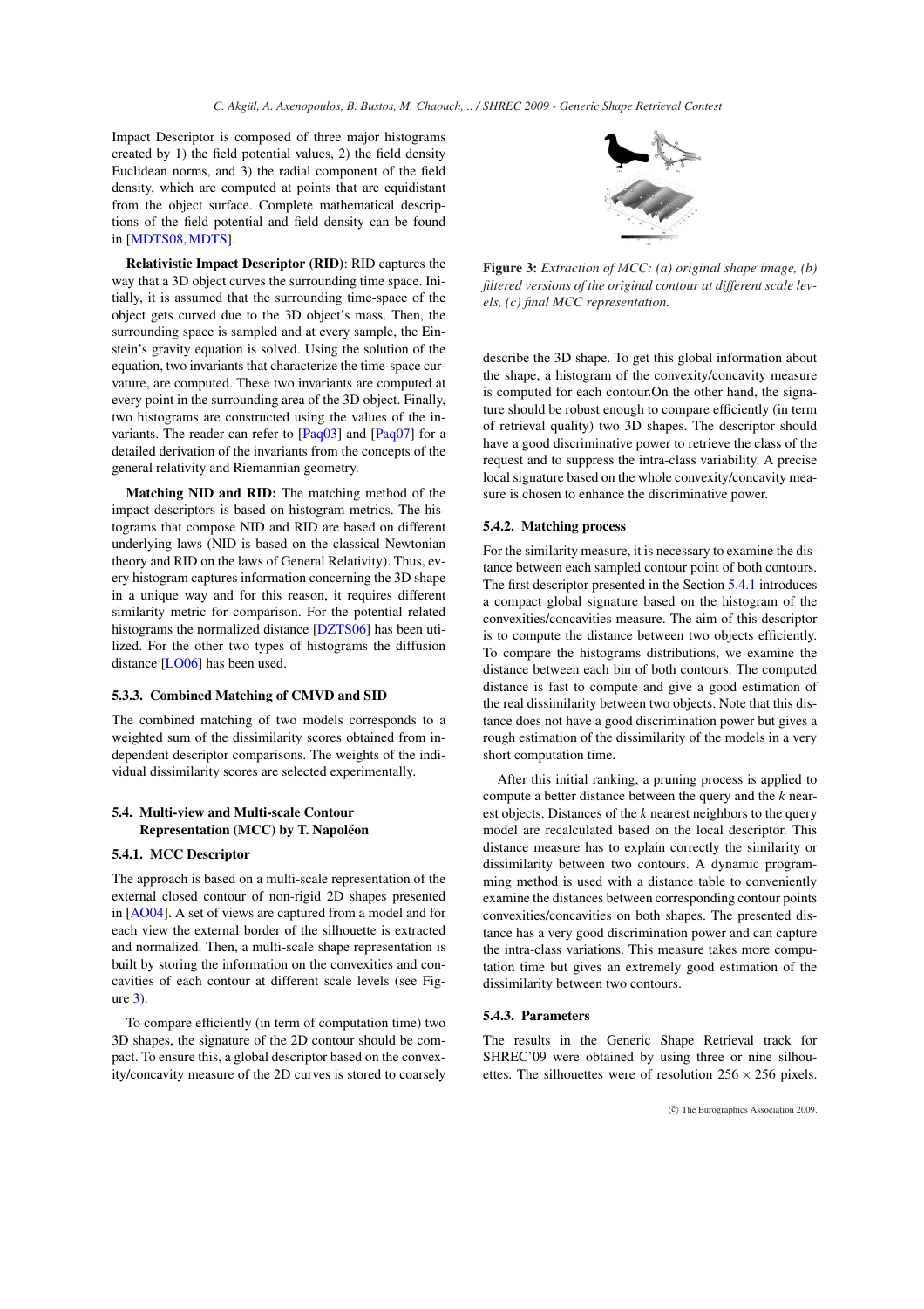Impact Descriptor is composed of three major histograms created by 1) the field potential values, 2) the field density Euclidean norms, and 3) the radial component of the field density, which are computed at points that are equidistant from the object surface. Complete mathematical descriptions of the field potential and field density can be found in [MDTS08, MDTS].

**Relativistic Impact Descriptor (RID)**: RID captures the way that a 3D object curves the surrounding time space. Initially, it is assumed that the surrounding time-space of the object gets curved due to the 3D object's mass. Then, the surrounding space is sampled and at every sample, the Einstein's gravity equation is solved. Using the solution of the equation, two invariants that characterize the time-space curvature, are computed. These two invariants are computed at every point in the surrounding area of the 3D object. Finally, two histograms are constructed using the values of the invariants. The reader can refer to [Paq03] and [Paq07] for a detailed derivation of the invariants from the concepts of the general relativity and Riemannian geometry.

**Matching NID and RID:** The matching method of the impact descriptors is based on histogram metrics. The histograms that compose NID and RID are based on different underlying laws (NID is based on the classical Newtonian theory and RID on the laws of General Relativity). Thus, every histogram captures information concerning the 3D shape in a unique way and for this reason, it requires different similarity metric for comparison. For the potential related histograms the normalized distance [DZTS06] has been utilized. For the other two types of histograms the diffusion distance [LO06] has been used.

### 5.3.3. Combined Matching of CMVD and SID

The combined matching of two models corresponds to a weighted sum of the dissimilarity scores obtained from independent descriptor comparisons. The weights of the individual dissimilarity scores are selected experimentally.

## 5.4. Multi-view and Multi-scale Contour Representation (MCC) by T. Napoléon

### 5.4.1. MCC Descriptor

The approach is based on a multi-scale representation of the external closed contour of non-rigid 2D shapes presented in [AO04]. A set of views are captured from a model and for each view the external border of the silhouette is extracted and normalized. Then, a multi-scale shape representation is built by storing the information on the convexities and concavities of each contour at different scale levels (see Figure 3).

To compare efficiently (in term of computation time) two 3D shapes, the signature of the 2D contour should be compact. To ensure this, a global descriptor based on the convexity/concavity measure of the 2D curves is stored to coarsely describe the 3D shape. To get this global information about the shape, a histogram of the convexity/concavity measure is computed for each contour.On the other hand, the signature should be robust enough to compare efficiently (in term of retrieval quality) two 3D shapes. The descriptor should have a good discriminative power to retrieve the class of the request and to suppress the intra-class variability. A precise local signature based on the whole convexity/concavity measure is chosen to enhance the discriminative power.

**Figure 3:** *Extraction of MCC: (a) original shape image, (b) filtered versions of the original contour at different scale levels, (c) final MCC representation.*

### 5.4.2. Matching process

For the similarity measure, it is necessary to examine the distance between each sampled contour point of both contours. The first descriptor presented in the Section 5.4.1 introduces a compact global signature based on the histogram of the convexities/concavities measure. The aim of this descriptor is to compute the distance between two objects efficiently. To compare the histograms distributions, we examine the distance between each bin of both contours. The computed distance is fast to compute and give a good estimation of the real dissimilarity between two objects. Note that this distance does not have a good discrimination power but gives a rough estimation of the dissimilarity of the models in a very short computation time.

After this initial ranking, a pruning process is applied to compute a better distance between the query and the $k$ nearest objects. Distances of the $k$ nearest neighbors to the query model are recalculated based on the local descriptor. This distance measure has to explain correctly the similarity or dissimilarity between two contours. A dynamic programming method is used with a distance table to conveniently examine the distances between corresponding contour points convexities/concavities on both shapes. The presented distance has a very good discrimination power and can capture the intra-class variations. This measure takes more computation time but gives an extremely good estimation of the dissimilarity between two contours.

### 5.4.3. Parameters

The results in the Generic Shape Retrieval track for SHREC'09 were obtained by using three or nine silhouettes. The silhouettes were of resolution $256 \times 256$ pixels.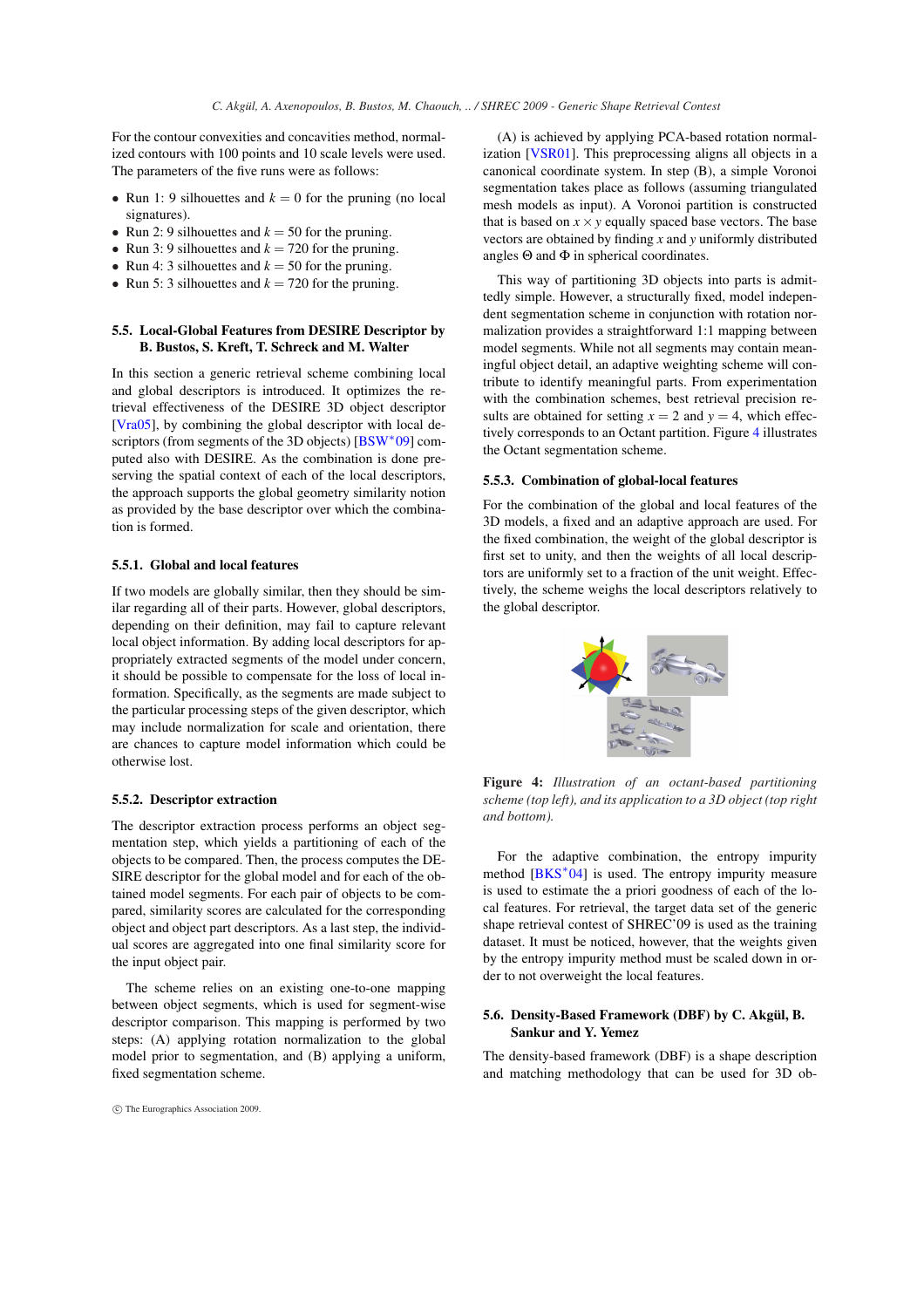For the contour convexities and concavities method, normalized contours with 100 points and 10 scale levels were used. The parameters of the five runs were as follows:

- Run 1: 9 silhouettes and $k = 0$ for the pruning (no local signatures).
- Run 2: 9 silhouettes and $k = 50$ for the pruning.
- Run 3: 9 silhouettes and $k = 720$ for the pruning.
- Run 4: 3 silhouettes and $k = 50$ for the pruning.
- Run 5: 3 silhouettes and $k = 720$ for the pruning.

### 5.5. Local-Global Features from DESIRE Descriptor by B. Bustos, S. Kreft, T. Schreck and M. Walter

In this section a generic retrieval scheme combining local and global descriptors is introduced. It optimizes the retrieval effectiveness of the DESIRE 3D object descriptor [Vra05], by combining the global descriptor with local descriptors (from segments of the 3D objects) [BSW*09] computed also with DESIRE. As the combination is done preserving the spatial context of each of the local descriptors, the approach supports the global geometry similarity notion as provided by the base descriptor over which the combination is formed.

#### 5.5.1. Global and local features

If two models are globally similar, then they should be similar regarding all of their parts. However, global descriptors, depending on their definition, may fail to capture relevant local object information. By adding local descriptors for appropriately extracted segments of the model under concern, it should be possible to compensate for the loss of local information. Specifically, as the segments are made subject to the particular processing steps of the given descriptor, which may include normalization for scale and orientation, there are chances to capture model information which could be otherwise lost.

#### 5.5.2. Descriptor extraction

The descriptor extraction process performs an object segmentation step, which yields a partitioning of each of the objects to be compared. Then, the process computes the DESIRE descriptor for the global model and for each of the obtained model segments. For each pair of objects to be compared, similarity scores are calculated for the corresponding object and object part descriptors. As a last step, the individual scores are aggregated into one final similarity score for the input object pair.

The scheme relies on an existing one-to-one mapping between object segments, which is used for segment-wise descriptor comparison. This mapping is performed by two steps: (A) applying rotation normalization to the global model prior to segmentation, and (B) applying a uniform, fixed segmentation scheme.

(A) is achieved by applying PCA-based rotation normalization [VSR01]. This preprocessing aligns all objects in a canonical coordinate system. In step (B), a simple Voronoi segmentation takes place as follows (assuming triangulated mesh models as input). A Voronoi partition is constructed that is based on $x \times y$ equally spaced base vectors. The base vectors are obtained by finding $x$ and $y$ uniformly distributed angles $\Theta$ and $\Phi$ in spherical coordinates.

This way of partitioning 3D objects into parts is admittedly simple. However, a structurally fixed, model independent segmentation scheme in conjunction with rotation normalization provides a straightforward 1:1 mapping between model segments. While not all segments may contain meaningful object detail, an adaptive weighting scheme will contribute to identify meaningful parts. From experimentation with the combination schemes, best retrieval precision results are obtained for setting $x = 2$ and $y = 4$, which effectively corresponds to an Octant partition. Figure 4 illustrates the Octant segmentation scheme.

#### 5.5.3. Combination of global-local features

For the combination of the global and local features of the 3D models, a fixed and an adaptive approach are used. For the fixed combination, the weight of the global descriptor is first set to unity, and then the weights of all local descriptors are uniformly set to a fraction of the unit weight. Effectively, the scheme weighs the local descriptors relatively to the global descriptor.

**Figure 4:** *Illustration of an octant-based partitioning scheme (top left), and its application to a 3D object (top right and bottom).*

For the adaptive combination, the entropy impurity method [BKS*04] is used. The entropy impurity measure is used to estimate the a priori goodness of each of the local features. For retrieval, the target data set of the generic shape retrieval contest of SHREC'09 is used as the training dataset. It must be noticed, however, that the weights given by the entropy impurity method must be scaled down in order to not overweight the local features.

### 5.6. Density-Based Framework (DBF) by C. Akgül, B. Sankur and Y. Yemez

The density-based framework (DBF) is a shape description and matching methodology that can be used for 3D ob-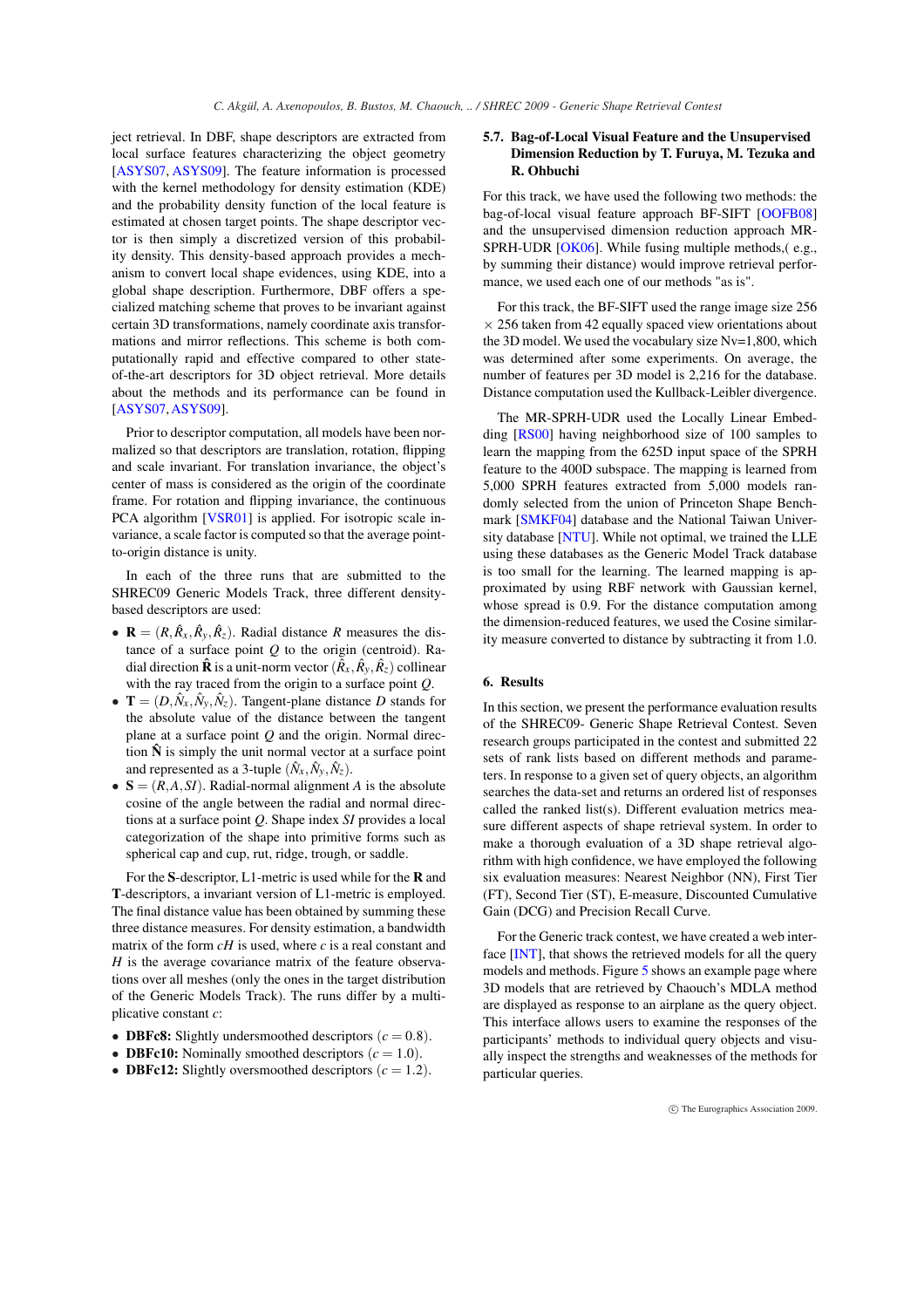ject retrieval. In DBF, shape descriptors are extracted from local surface features characterizing the object geometry [ASYS07, ASYS09]. The feature information is processed with the kernel methodology for density estimation (KDE) and the probability density function of the local feature is estimated at chosen target points. The shape descriptor vector is then simply a discretized version of this probability density. This density-based approach provides a mechanism to convert local shape evidences, using KDE, into a global shape description. Furthermore, DBF offers a specialized matching scheme that proves to be invariant against certain 3D transformations, namely coordinate axis transformations and mirror reflections. This scheme is both computationally rapid and effective compared to other state-of-the-art descriptors for 3D object retrieval. More details about the methods and its performance can be found in [ASYS07, ASYS09].

Prior to descriptor computation, all models have been normalized so that descriptors are translation, rotation, flipping and scale invariant. For translation invariance, the object's center of mass is considered as the origin of the coordinate frame. For rotation and flipping invariance, the continuous PCA algorithm [VSR01] is applied. For isotropic scale invariance, a scale factor is computed so that the average point-to-origin distance is unity.

In each of the three runs that are submitted to the SHREC09 Generic Models Track, three different density-based descriptors are used:

- $\mathbf{R} = (R, \hat{R}_x, \hat{R}_y, \hat{R}_z)$. Radial distance $R$ measures the distance of a surface point $Q$ to the origin (centroid). Radial direction $\hat{\mathbf{R}}$ is a unit-norm vector $(\hat{R}_x, \hat{R}_y, \hat{R}_z)$ collinear with the ray traced from the origin to a surface point $Q$.
- $\mathbf{T} = (D, \hat{N}_x, \hat{N}_y, \hat{N}_z)$. Tangent-plane distance $D$ stands for the absolute value of the distance between the tangent plane at a surface point $Q$ and the origin. Normal direction $\hat{\mathbf{N}}$ is simply the unit normal vector at a surface point and represented as a 3-tuple $(\hat{N}_x, \hat{N}_y, \hat{N}_z)$.
- $\mathbf{S} = (R, A, SI)$. Radial-normal alignment $A$ is the absolute cosine of the angle between the radial and normal directions at a surface point $Q$. Shape index $SI$ provides a local categorization of the shape into primitive forms such as spherical cap and cup, rut, ridge, trough, or saddle.

For the **S**-descriptor, L1-metric is used while for the **R** and **T**-descriptors, a invariant version of L1-metric is employed. The final distance value has been obtained by summing these three distance measures. For density estimation, a bandwidth matrix of the form $cH$ is used, where $c$ is a real constant and $H$ is the average covariance matrix of the feature observations over all meshes (only the ones in the target distribution of the Generic Models Track). The runs differ by a multiplicative constant $c$:

- **DBFc8:** Slightly undersmoothed descriptors ($c = 0.8$).
- **DBFc10:** Nominally smoothed descriptors ($c = 1.0$).
- **DBFc12:** Slightly oversmoothed descriptors ($c = 1.2$).

### 5.7. Bag-of-Local Visual Feature and the Unsupervised Dimension Reduction by T. Furuya, M. Tezuka and R. Ohbuchi

For this track, we have used the following two methods: the bag-of-local visual feature approach BF-SIFT [OOFB08] and the unsupervised dimension reduction approach MR-SPRH-UDR [OK06]. While fusing multiple methods,( e.g., by summing their distance) would improve retrieval performance, we used each one of our methods "as is".

For this track, the BF-SIFT used the range image size 256 $\times$ 256 taken from 42 equally spaced view orientations about the 3D model. We used the vocabulary size Nv=1,800, which was determined after some experiments. On average, the number of features per 3D model is 2,216 for the database. Distance computation used the Kullback-Leibler divergence.

The MR-SPRH-UDR used the Locally Linear Embedding [RS00] having neighborhood size of 100 samples to learn the mapping from the 625D input space of the SPRH feature to the 400D subspace. The mapping is learned from 5,000 SPRH features extracted from 5,000 models randomly selected from the union of Princeton Shape Benchmark [SMKF04] database and the National Taiwan University database [NTU]. While not optimal, we trained the LLE using these databases as the Generic Model Track database is too small for the learning. The learned mapping is approximated by using RBF network with Gaussian kernel, whose spread is 0.9. For the distance computation among the dimension-reduced features, we used the Cosine similarity measure converted to distance by subtracting it from 1.0.

## 6. Results

In this section, we present the performance evaluation results of the SHREC09- Generic Shape Retrieval Contest. Seven research groups participated in the contest and submitted 22 sets of rank lists based on different methods and parameters. In response to a given set of query objects, an algorithm searches the data-set and returns an ordered list of responses called the ranked list(s). Different evaluation metrics measure different aspects of shape retrieval system. In order to make a thorough evaluation of a 3D shape retrieval algorithm with high confidence, we have employed the following six evaluation measures: Nearest Neighbor (NN), First Tier (FT), Second Tier (ST), E-measure, Discounted Cumulative Gain (DCG) and Precision Recall Curve.

For the Generic track contest, we have created a web interface [INT], that shows the retrieved models for all the query models and methods. Figure 5 shows an example page where 3D models that are retrieved by Chaouch's MDLA method are displayed as response to an airplane as the query object. This interface allows users to examine the responses of the participants' methods to individual query objects and visually inspect the strengths and weaknesses of the methods for particular queries.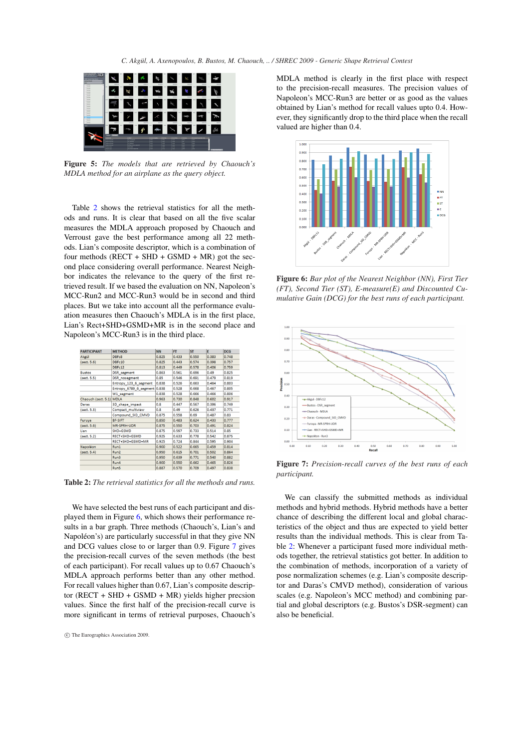**Figure 5:** *The models that are retrieved by Chaouch's MDLA method for an airplane as the query object.*

Table 2 shows the retrieval statistics for all the methods and runs. It is clear that based on all the five scalar measures the MDLA approach proposed by Chaouch and Verroust gave the best performance among all 22 methods. Lian's composite descriptor, which is a combination of four methods (RECT + SHD + GSMD + MR) got the second place considering overall performance. Nearest Neighbor indicates the relevance to the query of the first retrieved result. If we based the evaluation on NN, Napoleon's MCC-Run2 and MCC-Run3 would be in second and third places. But we take into account all the performance evaluation measures then Chaouch's MDLA is in the first place, Lian's Rect+SHD+GSMD+MR is in the second place and Napoleon's MCC-Run3 is in the third place.

| PARTICIPANT | METHOD | NN | FT | ST | E | DCG |
|---|---|---|---|---|---|---|
| Akgül | DBFc8 | 0.825 | 0.433 | 0.550 | 0.383 | 0.748 |
| (sect. 5.6) | DBFc10 | 0.825 | 0.443 | 0.574 | 0.398 | 0.757 |
| | DBFc12 | 0.813 | 0.449 | 0.578 | 0.406 | 0.759 |
| Bustos | DSR_segment | 0.863 | 0.561 | 0.696 | 0.49 | 0.825 |
| (sect. 5.5) | DSR_nosegment | 0.85 | 0.546 | 0.691 | 0.479 | 0.819 |
| | Entropy_123_6_segment | 0.838 | 0.526 | 0.663 | 0.464 | 0.803 |
| | Entropy_6789_6_segment | 0.838 | 0.528 | 0.668 | 0.467 | 0.805 |
| | W1_segment | 0.838 | 0.528 | 0.666 | 0.466 | 0.806 |
| Chaouch (sect. 5.1) | MDLA | 0.963 | 0.730 | 0.848 | 0.602 | 0.917 |
| Daras | 3D_shape_impact | 0.8 | 0.447 | 0.567 | 0.396 | 0.749 |
| (sect. 5.3) | Compact_multiview | 0.8 | 0.49 | 0.626 | 0.437 | 0.771 |
| | Compound_SID_CMVD | 0.875 | 0.558 | 0.69 | 0.487 | 0.83 |
| Furuya | BF-SIFT | 0.850 | 0.483 | 0.624 | 0.433 | 0.777 |
| (sect. 5.6) | MR-SPRH-UDR | 0.875 | 0.550 | 0.703 | 0.491 | 0.824 |
| Lian | SHD+GSMD | 0.875 | 0.597 | 0.733 | 0.514 | 0.85 |
| (sect. 5.2) | RECT+SHD+GSMD | 0.925 | 0.633 | 0.778 | 0.542 | 0.875 |
| | RECT+SHD+GSMD+MR | 0.925 | 0.724 | 0.844 | 0.595 | 0.904 |
| Napoléon | Run1 | 0.900 | 0.522 | 0.665 | 0.459 | 0.814 |
| (sect. 5.4) | Run2 | 0.950 | 0.615 | 0.701 | 0.502 | 0.864 |
| | Run3 | 0.950 | 0.639 | 0.771 | 0.540 | 0.882 |
| | Run4 | 0.900 | 0.550 | 0.662 | 0.465 | 0.826 |
| | Run5 | 0.887 | 0.570 | 0.709 | 0.497 | 0.838 |

**Table 2:** *The retrieval statistics for all the methods and runs.*

We have selected the best runs of each participant and displayed them in Figure 6, which shows their performance results in a bar graph. Three methods (Chaouch's, Lian's and Napoléon's) are particularly successful in that they give NN and DCG values close to or larger than 0.9. Figure 7 gives the precision-recall curves of the seven methods (the best of each participant). For recall values up to 0.67 Chaouch's MDLA approach performs better than any other method. For recall values higher than 0.67, Lian's composite descriptor (RECT + SHD + GSMD + MR) yields higher precsion values. Since the first half of the precision-recall curve is more significant in terms of retrieval purposes, Chaouch's MDLA method is clearly in the first place with respect to the precision-recall measures. The precision values of Napoleon's MCC-Run3 are better or as good as the values obtained by Lian's method for recall values upto 0.4. However, they significantly drop to the third place when the recall valued are higher than 0.4.

**Figure 6:** *Bar plot of the Nearest Neighbor (NN), First Tier (FT), Second Tier (ST), E-measure(E) and Discounted Cumulative Gain (DCG) for the best runs of each participant.*

**Figure 7:** *Precision-recall curves of the best runs of each participant.*

We can classify the submitted methods as individual methods and hybrid methods. Hybrid methods have a better chance of describing the different local and global characteristics of the object and thus are expected to yield better results than the individual methods. This is clear from Table 2: Whenever a participant fused more individual methods together, the retrieval statistics got better. In addition to the combination of methods, incorporation of a variety of pose normalization schemes (e.g. Lian's composite descriptor and Daras's CMVD method), consideration of various scales (e.g. Napoleon's MCC method) and combining partial and global descriptors (e.g. Bustos's DSR-segment) can also be beneficial.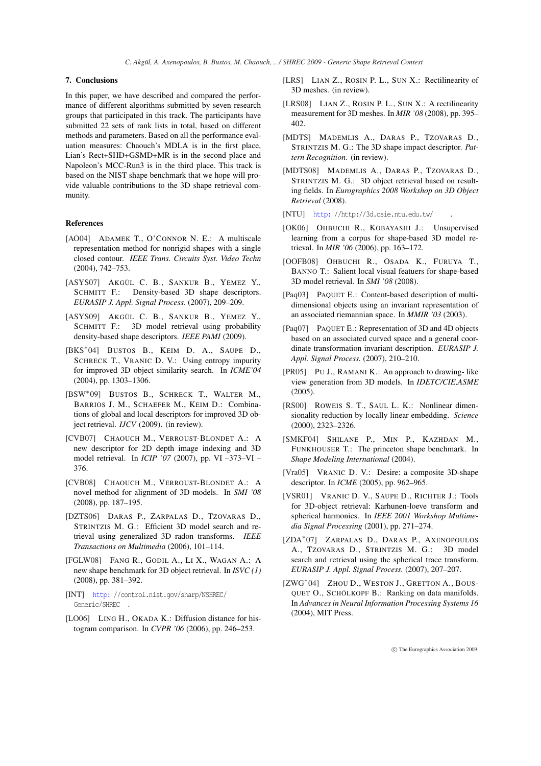## 7. Conclusions

In this paper, we have described and compared the performance of different algorithms submitted by seven research groups that participated in this track. The participants have submitted 22 sets of rank lists in total, based on different methods and parameters. Based on all the performance evaluation measures: Chaouch's MDLA is in the first place, Lian's Rect+SHD+GSMD+MR is in the second place and Napoleon's MCC-Run3 is in the third place. This track is based on the NIST shape benchmark that we hope will provide valuable contributions to the 3D shape retrieval community.

## References

[AO04] ADAMEK T., O'CONNOR N. E.: A multiscale representation method for nonrigid shapes with a single closed contour. *IEEE Trans. Circuits Syst. Video Techn* (2004), 742–753.

[ASYS07] AKGÜL C. B., SANKUR B., YEMEZ Y., SCHMITT F.: Density-based 3D shape descriptors. *EURASIP J. Appl. Signal Process.* (2007), 209–209.

[ASYS09] AKGÜL C. B., SANKUR B., YEMEZ Y., SCHMITT F.: 3D model retrieval using probability density-based shape descriptors. *IEEE PAMI* (2009).

[BKS*04] BUSTOS B., KEIM D. A., SAUPE D., SCHRECK T., VRANIC D. V.: Using entropy impurity for improved 3D object similarity search. In *ICME'04* (2004), pp. 1303–1306.

[BSW*09] BUSTOS B., SCHRECK T., WALTER M., BARRIOS J. M., SCHAEFER M., KEIM D.: Combinations of global and local descriptors for improved 3D object retrieval. *IJCV* (2009). (in review).

[CVB07] CHAOUCH M., VERROUST-BLONDET A.: A new descriptor for 2D depth image indexing and 3D model retrieval. In *ICIP '07* (2007), pp. VI –373–VI – 376.

[CVB08] CHAOUCH M., VERROUST-BLONDET A.: A novel method for alignment of 3D models. In *SMI '08* (2008), pp. 187–195.

[DZTS06] DARAS P., ZARPALAS D., TZOVARAS D., STRINTZIS M. G.: Efficient 3D model search and retrieval using generalized 3D radon transforms. *IEEE Transactions on Multimedia* (2006), 101–114.

[FGLW08] FANG R., GODIL A., LI X., WAGAN A.: A new shape benchmark for 3D object retrieval. In *ISVC (1)* (2008), pp. 381–392.

[INT] http: //control.nist.gov/sharp/NSHREC/Generic/SHREC .

[LO06] LING H., OKADA K.: Diffusion distance for histogram comparison. In *CVPR '06* (2006), pp. 246–253.

[LRS] LIAN Z., ROSIN P. L., SUN X.: Rectilinearity of 3D meshes. (in review).

[LRS08] LIAN Z., ROSIN P. L., SUN X.: A rectilinearity measurement for 3D meshes. In *MIR '08* (2008), pp. 395–402.

[MDTS] MADEMLIS A., DARAS P., TZOVARAS D., STRINTZIS M. G.: The 3D shape impact descriptor. *Pattern Recognition*. (in review).

[MDTS08] MADEMLIS A., DARAS P., TZOVARAS D., STRINTZIS M. G.: 3D object retrieval based on resulting fields. In *Eurographics 2008 Workshop on 3D Object Retrieval* (2008).

[NTU] http: //http://3d.csie.ntu.edu.tw/ .

[OK06] OHBUCHI R., KOBAYASHI J.: Unsupervised learning from a corpus for shape-based 3D model retrieval. In *MIR '06* (2006), pp. 163–172.

[OOFB08] OHBUCHI R., OSADA K., FURUYA T., BANNO T.: Salient local visual featuers for shape-based 3D model retrieval. In *SMI '08* (2008).

[Paq03] PAQUET E.: Content-based description of multidimensional objects using an invariant representation of an associated riemannian space. In *MMIR '03* (2003).

[Paq07] PAQUET E.: Representation of 3D and 4D objects based on an associated curved space and a general coordinate transformation invariant description. *EURASIP J. Appl. Signal Process.* (2007), 210–210.

[PR05] PU J., RAMANI K.: An approach to drawing- like view generation from 3D models. In *IDETC/CIE,ASME* (2005).

[RS00] ROWEIS S. T., SAUL L. K.: Nonlinear dimensionality reduction by locally linear embedding. *Science* (2000), 2323–2326.

[SMKF04] SHILANE P., MIN P., KAZHDAN M., FUNKHOUSER T.: The princeton shape benchmark. In *Shape Modeling International* (2004).

[Vra05] VRANIC D. V.: Desire: a composite 3D-shape descriptor. In *ICME* (2005), pp. 962–965.

[VSR01] VRANIC D. V., SAUPE D., RICHTER J.: Tools for 3D-object retrieval: Karhunen-loeve transform and spherical harmonics. In *IEEE 2001 Workshop Multimedia Signal Processing* (2001), pp. 271–274.

[ZDA*07] ZARPALAS D., DARAS P., AXENOPOULOS A., TZOVARAS D., STRINTZIS M. G.: 3D model search and retrieval using the spherical trace transform. *EURASIP J. Appl. Signal Process.* (2007), 207–207.

[ZWG*04] ZHOU D., WESTON J., GRETTON A., BOUSQUET O., SCHÖLKOPF B.: Ranking on data manifolds. In *Advances in Neural Information Processing Systems 16* (2004), MIT Press.